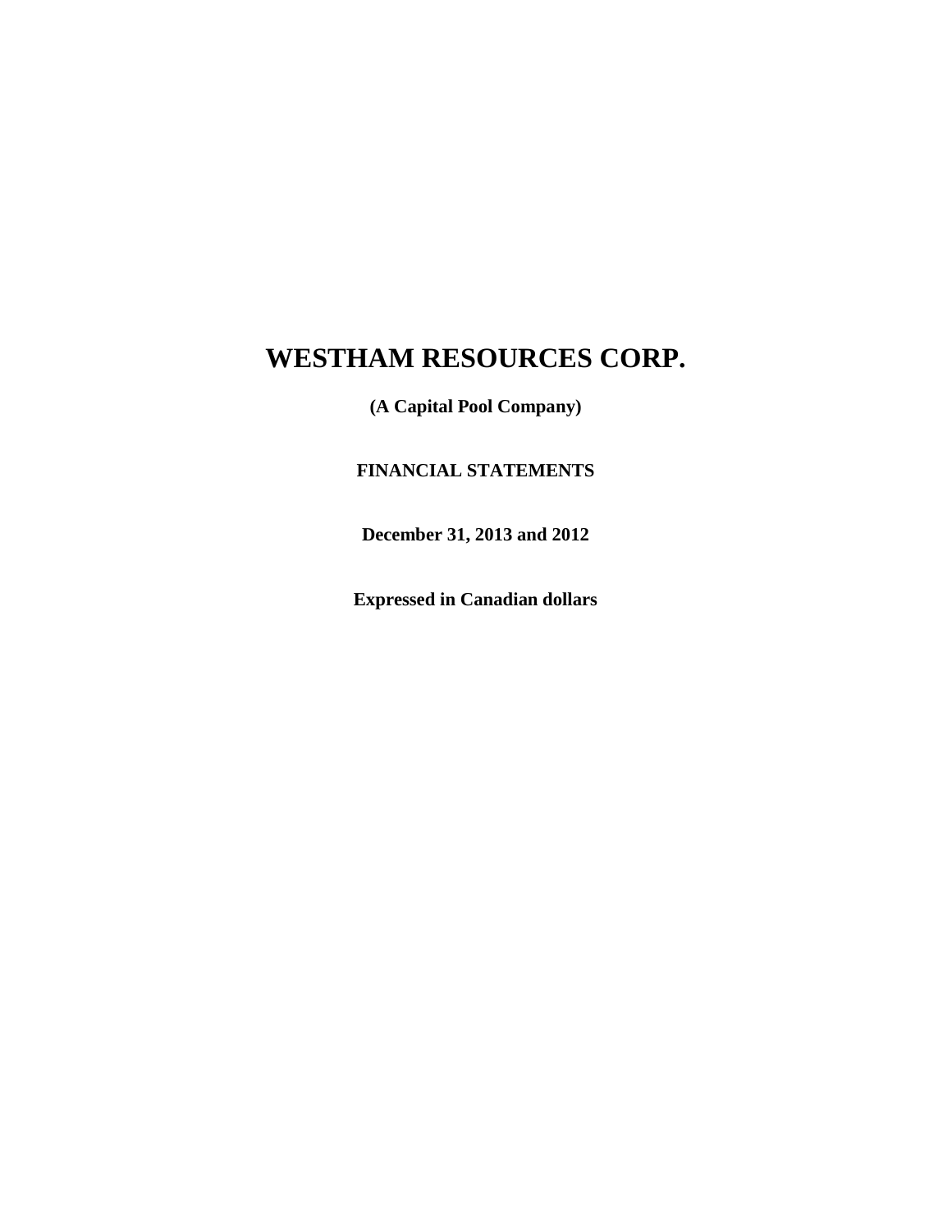# WESTHAM RESOURCES CORP.

**(A Capital Pool Company)**

**FINANCIAL STATEMENTS**

**December 31, 2013 and 2012**

**Expressed in Canadian dollars**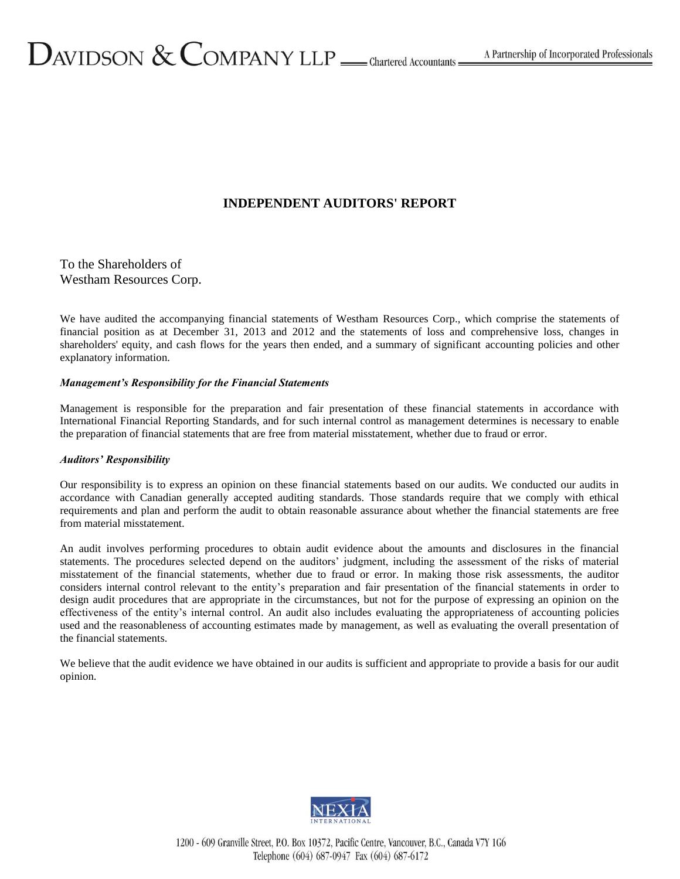DAVIDSON & COMPANY LLP Chartered Accountants A Partnership of Incorporated Professionals

## INDEPENDENT AUDITORS' REPORT

To the Shareholders of
Westham Resources Corp.

We have audited the accompanying financial statements of Westham Resources Corp., which comprise the statements of financial position as at December 31, 2013 and 2012 and the statements of loss and comprehensive loss, changes in shareholders' equity, and cash flows for the years then ended, and a summary of significant accounting policies and other explanatory information.

***Management's Responsibility for the Financial Statements***

Management is responsible for the preparation and fair presentation of these financial statements in accordance with International Financial Reporting Standards, and for such internal control as management determines is necessary to enable the preparation of financial statements that are free from material misstatement, whether due to fraud or error.

***Auditors' Responsibility***

Our responsibility is to express an opinion on these financial statements based on our audits. We conducted our audits in accordance with Canadian generally accepted auditing standards. Those standards require that we comply with ethical requirements and plan and perform the audit to obtain reasonable assurance about whether the financial statements are free from material misstatement.

An audit involves performing procedures to obtain audit evidence about the amounts and disclosures in the financial statements. The procedures selected depend on the auditors' judgment, including the assessment of the risks of material misstatement of the financial statements, whether due to fraud or error. In making those risk assessments, the auditor considers internal control relevant to the entity's preparation and fair presentation of the financial statements in order to design audit procedures that are appropriate in the circumstances, but not for the purpose of expressing an opinion on the effectiveness of the entity's internal control. An audit also includes evaluating the appropriateness of accounting policies used and the reasonableness of accounting estimates made by management, as well as evaluating the overall presentation of the financial statements.

We believe that the audit evidence we have obtained in our audits is sufficient and appropriate to provide a basis for our audit opinion.

NEXIA INTERNATIONAL

1200 - 609 Granville Street, P.O. Box 10372, Pacific Centre, Vancouver, B.C., Canada V7Y 1G6
Telephone (604) 687-0947 Fax (604) 687-6172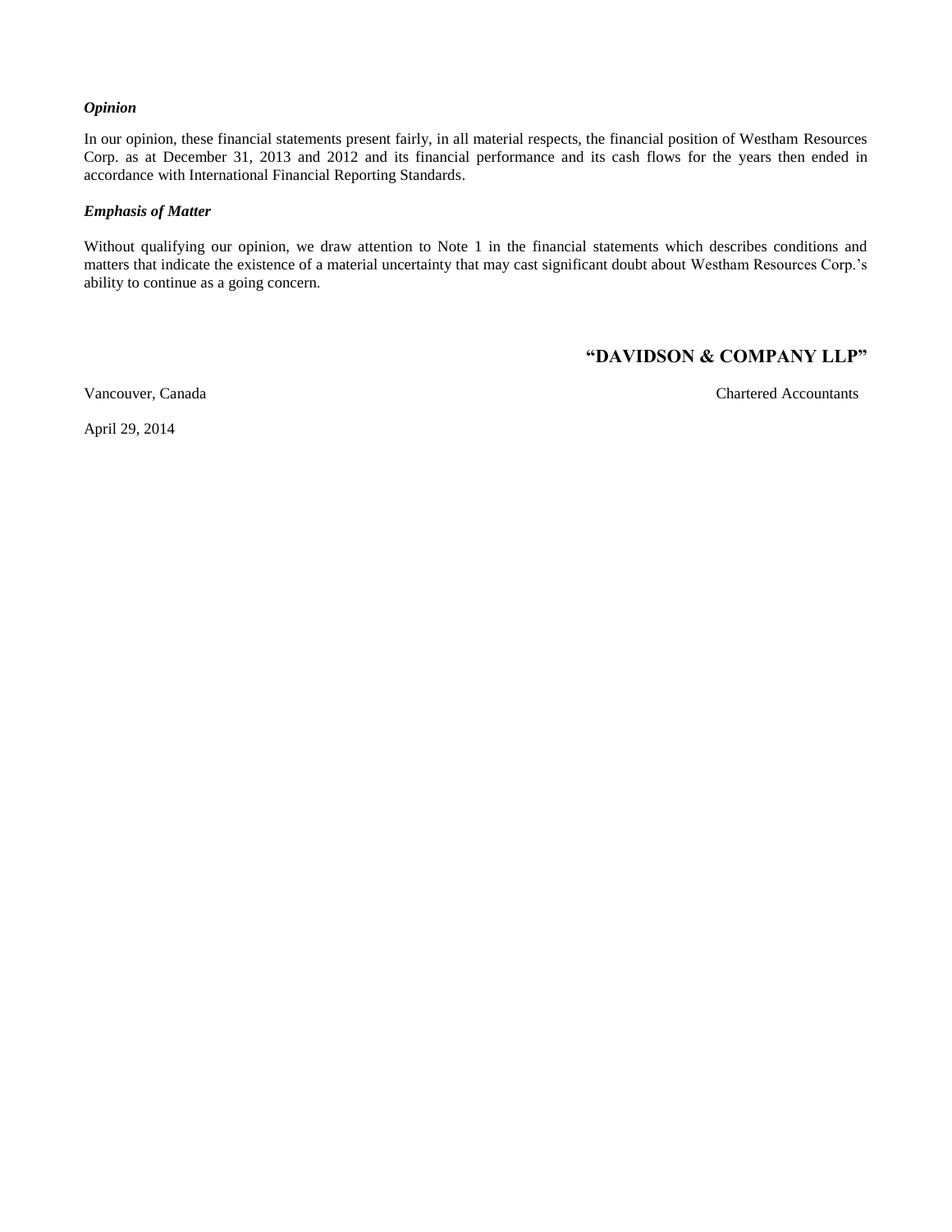### *Opinion*

In our opinion, these financial statements present fairly, in all material respects, the financial position of Westham Resources Corp. as at December 31, 2013 and 2012 and its financial performance and its cash flows for the years then ended in accordance with International Financial Reporting Standards.

### *Emphasis of Matter*

Without qualifying our opinion, we draw attention to Note 1 in the financial statements which describes conditions and matters that indicate the existence of a material uncertainty that may cast significant doubt about Westham Resources Corp.'s ability to continue as a going concern.

**"DAVIDSON & COMPANY LLP"**

Vancouver, Canada

Chartered Accountants

April 29, 2014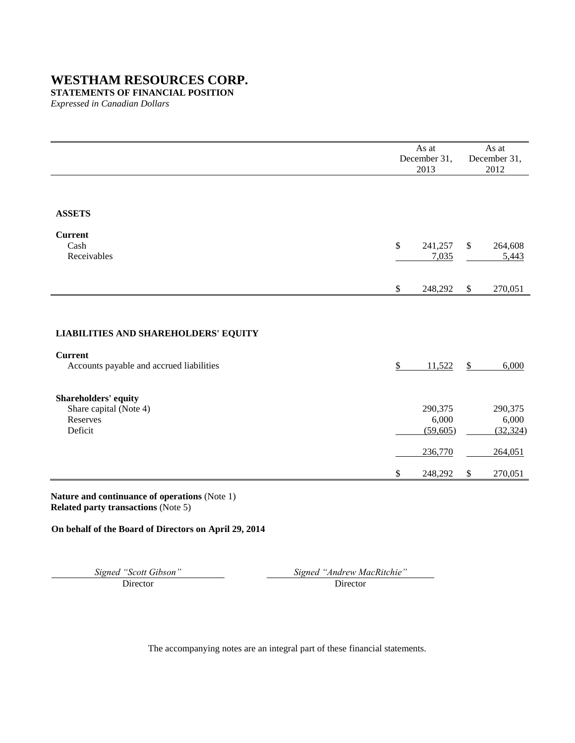# WESTHAM RESOURCES CORP.

**STATEMENTS OF FINANCIAL POSITION**

*Expressed in Canadian Dollars*

| | As at December 31, 2013 | As at December 31, 2012 |
|---|---|---|
| **ASSETS** | | |
| **Current** | | |
| Cash | $ 241,257 | $ 264,608 |
| Receivables | 7,035 | 5,443 |
| | $ 248,292 | $ 270,051 |
| **LIABILITIES AND SHAREHOLDERS' EQUITY** | | |
| **Current** | | |
| Accounts payable and accrued liabilities | $ 11,522 | $ 6,000 |
| **Shareholders' equity** | | |
| Share capital (Note 4) | 290,375 | 290,375 |
| Reserves | 6,000 | 6,000 |
| Deficit | (59,605) | (32,324) |
| | 236,770 | 264,051 |
| | $ 248,292 | $ 270,051 |

**Nature and continuance of operations** (Note 1)
**Related party transactions** (Note 5)

**On behalf of the Board of Directors on April 29, 2014**

| *Signed "Scott Gibson"* | *Signed "Andrew MacRitchie"* |
|---|---|
| Director | Director |

The accompanying notes are an integral part of these financial statements.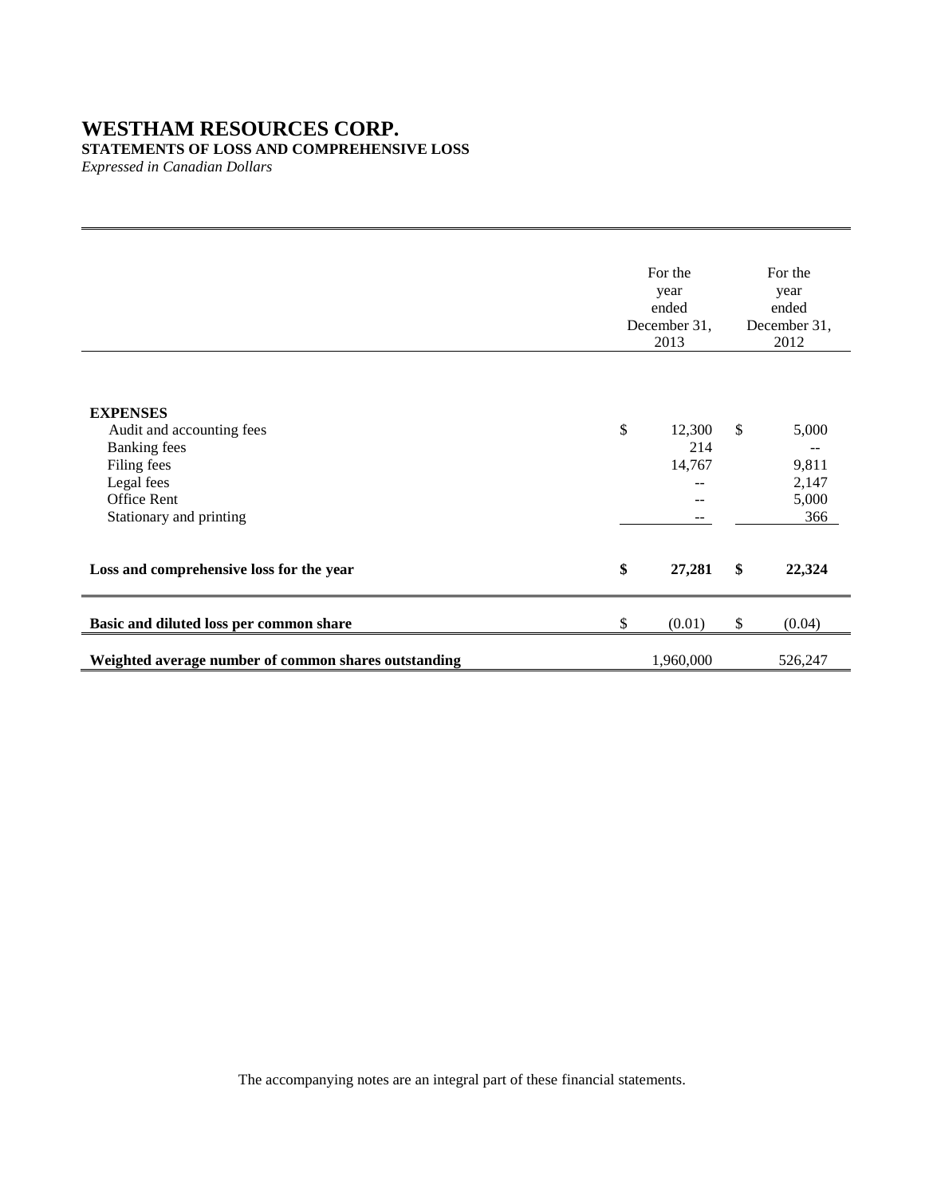# WESTHAM RESOURCES CORP.

**STATEMENTS OF LOSS AND COMPREHENSIVE LOSS**

*Expressed in Canadian Dollars*

| | For the year ended December 31, 2013 | For the year ended December 31, 2012 |
|---|---|---|
| **EXPENSES** | | |
| Audit and accounting fees | $ 12,300 | $ 5,000 |
| Banking fees | 214 | -- |
| Filing fees | 14,767 | 9,811 |
| Legal fees | -- | 2,147 |
| Office Rent | -- | 5,000 |
| Stationary and printing | -- | 366 |
| **Loss and comprehensive loss for the year** | **$ 27,281** | **$ 22,324** |
| **Basic and diluted loss per common share** | $ (0.01) | $ (0.04) |
| **Weighted average number of common shares outstanding** | 1,960,000 | 526,247 |

The accompanying notes are an integral part of these financial statements.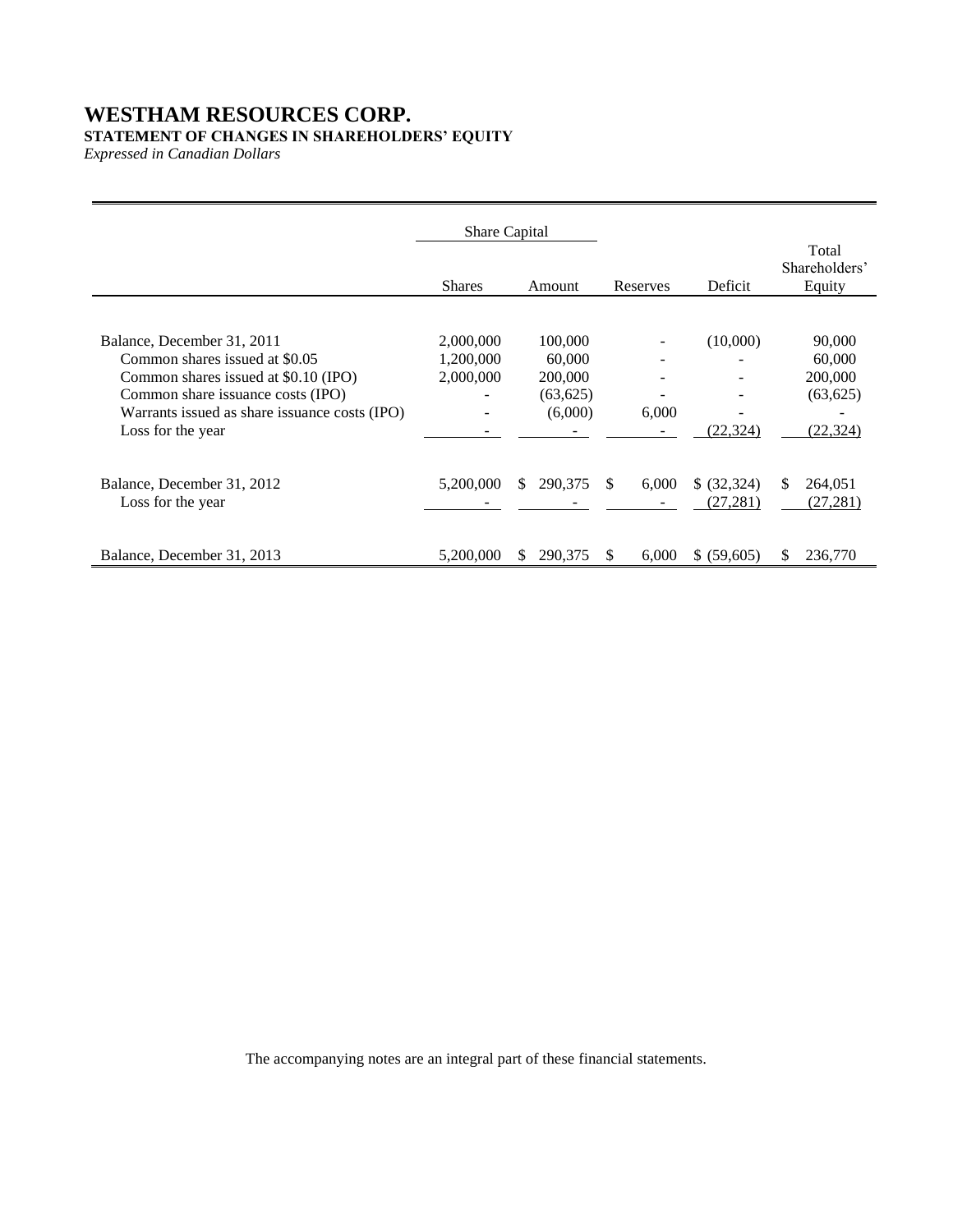# WESTHAM RESOURCES CORP.

**STATEMENT OF CHANGES IN SHAREHOLDERS' EQUITY**

*Expressed in Canadian Dollars*

| | Share Capital | | | | |
|---|---|---|---|---|---|
| | Shares | Amount | Reserves | Deficit | Total Shareholders' Equity |
| Balance, December 31, 2011 | 2,000,000 | 100,000 | - | (10,000) | 90,000 |
| Common shares issued at $0.05 | 1,200,000 | 60,000 | - | - | 60,000 |
| Common shares issued at $0.10 (IPO) | 2,000,000 | 200,000 | - | - | 200,000 |
| Common share issuance costs (IPO) | - | (63,625) | - | - | (63,625) |
| Warrants issued as share issuance costs (IPO) | - | (6,000) | 6,000 | - | - |
| Loss for the year | - | - | - | (22,324) | (22,324) |
| Balance, December 31, 2012 | 5,200,000 | $ 290,375 | $ 6,000 | $ (32,324) | $ 264,051 |
| Loss for the year | - | - | - | (27,281) | (27,281) |
| Balance, December 31, 2013 | 5,200,000 | $ 290,375 | $ 6,000 | $ (59,605) | $ 236,770 |

The accompanying notes are an integral part of these financial statements.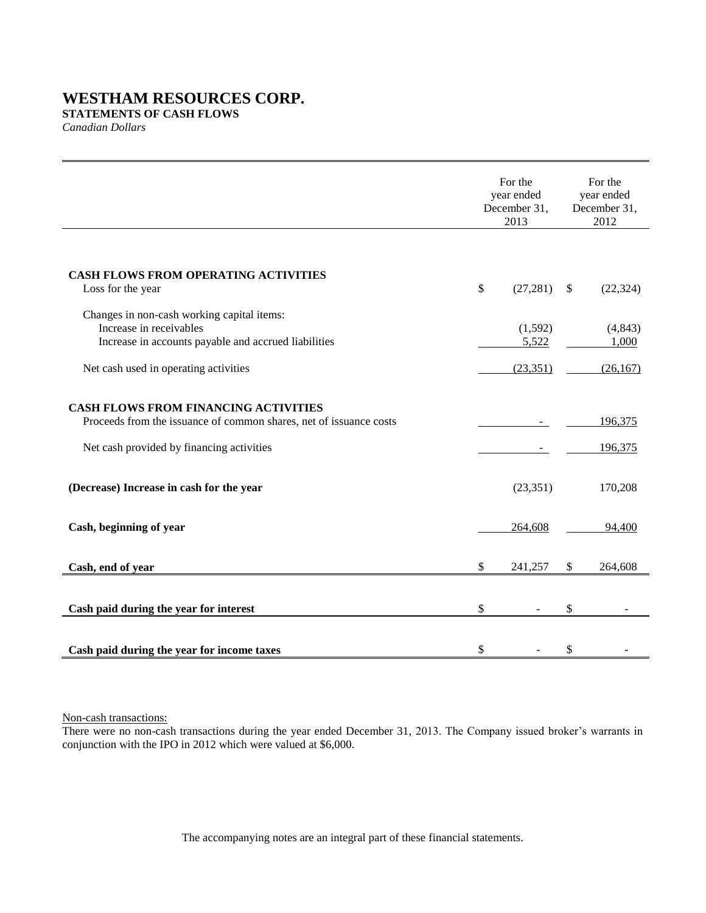# WESTHAM RESOURCES CORP.

**STATEMENTS OF CASH FLOWS**

*Canadian Dollars*

| | For the year ended December 31, 2013 | For the year ended December 31, 2012 |
|---|---|---|
| **CASH FLOWS FROM OPERATING ACTIVITIES** | | |
| Loss for the year | $ (27,281) | $ (22,324) |
| Changes in non-cash working capital items: | | |
| Increase in receivables | (1,592) | (4,843) |
| Increase in accounts payable and accrued liabilities | 5,522 | 1,000 |
| Net cash used in operating activities | (23,351) | (26,167) |
| **CASH FLOWS FROM FINANCING ACTIVITIES** | | |
| Proceeds from the issuance of common shares, net of issuance costs | - | 196,375 |
| Net cash provided by financing activities | - | 196,375 |
| **(Decrease) Increase in cash for the year** | (23,351) | 170,208 |
| **Cash, beginning of year** | 264,608 | 94,400 |
| **Cash, end of year** | $ 241,257 | $ 264,608 |
| **Cash paid during the year for interest** | $ - | $ - |
| **Cash paid during the year for income taxes** | $ - | $ - |

Non-cash transactions:

There were no non-cash transactions during the year ended December 31, 2013. The Company issued broker's warrants in conjunction with the IPO in 2012 which were valued at $6,000.

The accompanying notes are an integral part of these financial statements.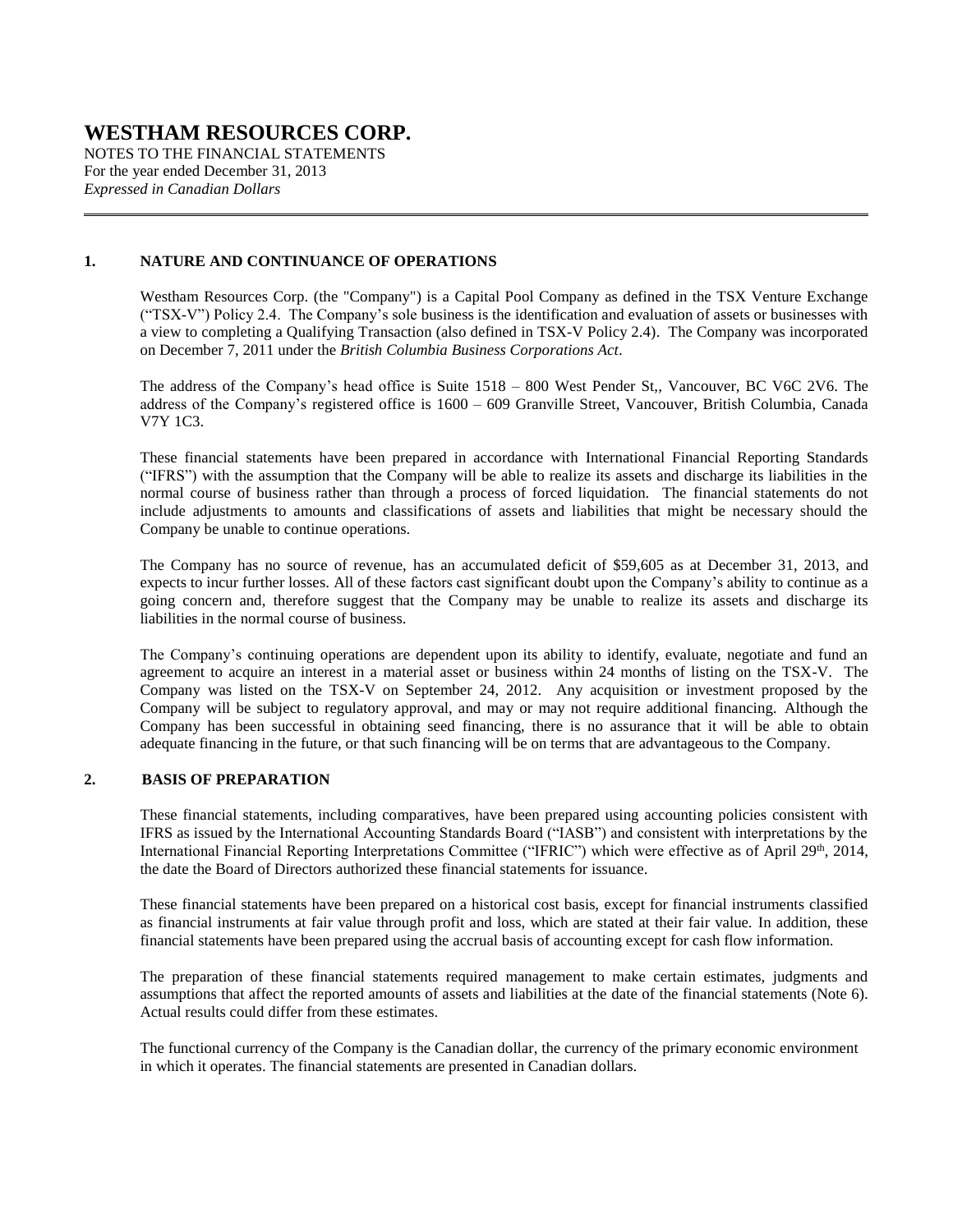# WESTHAM RESOURCES CORP.

NOTES TO THE FINANCIAL STATEMENTS
For the year ended December 31, 2013
*Expressed in Canadian Dollars*

## 1. NATURE AND CONTINUANCE OF OPERATIONS

Westham Resources Corp. (the "Company") is a Capital Pool Company as defined in the TSX Venture Exchange ("TSX-V") Policy 2.4. The Company's sole business is the identification and evaluation of assets or businesses with a view to completing a Qualifying Transaction (also defined in TSX-V Policy 2.4). The Company was incorporated on December 7, 2011 under the *British Columbia Business Corporations Act*.

The address of the Company's head office is Suite 1518 – 800 West Pender St,, Vancouver, BC V6C 2V6. The address of the Company's registered office is 1600 – 609 Granville Street, Vancouver, British Columbia, Canada V7Y 1C3.

These financial statements have been prepared in accordance with International Financial Reporting Standards ("IFRS") with the assumption that the Company will be able to realize its assets and discharge its liabilities in the normal course of business rather than through a process of forced liquidation. The financial statements do not include adjustments to amounts and classifications of assets and liabilities that might be necessary should the Company be unable to continue operations.

The Company has no source of revenue, has an accumulated deficit of $59,605 as at December 31, 2013, and expects to incur further losses. All of these factors cast significant doubt upon the Company's ability to continue as a going concern and, therefore suggest that the Company may be unable to realize its assets and discharge its liabilities in the normal course of business.

The Company's continuing operations are dependent upon its ability to identify, evaluate, negotiate and fund an agreement to acquire an interest in a material asset or business within 24 months of listing on the TSX-V. The Company was listed on the TSX-V on September 24, 2012. Any acquisition or investment proposed by the Company will be subject to regulatory approval, and may or may not require additional financing. Although the Company has been successful in obtaining seed financing, there is no assurance that it will be able to obtain adequate financing in the future, or that such financing will be on terms that are advantageous to the Company.

## 2. BASIS OF PREPARATION

These financial statements, including comparatives, have been prepared using accounting policies consistent with IFRS as issued by the International Accounting Standards Board ("IASB") and consistent with interpretations by the International Financial Reporting Interpretations Committee ("IFRIC") which were effective as of April 29th, 2014, the date the Board of Directors authorized these financial statements for issuance.

These financial statements have been prepared on a historical cost basis, except for financial instruments classified as financial instruments at fair value through profit and loss, which are stated at their fair value. In addition, these financial statements have been prepared using the accrual basis of accounting except for cash flow information.

The preparation of these financial statements required management to make certain estimates, judgments and assumptions that affect the reported amounts of assets and liabilities at the date of the financial statements (Note 6). Actual results could differ from these estimates.

The functional currency of the Company is the Canadian dollar, the currency of the primary economic environment in which it operates. The financial statements are presented in Canadian dollars.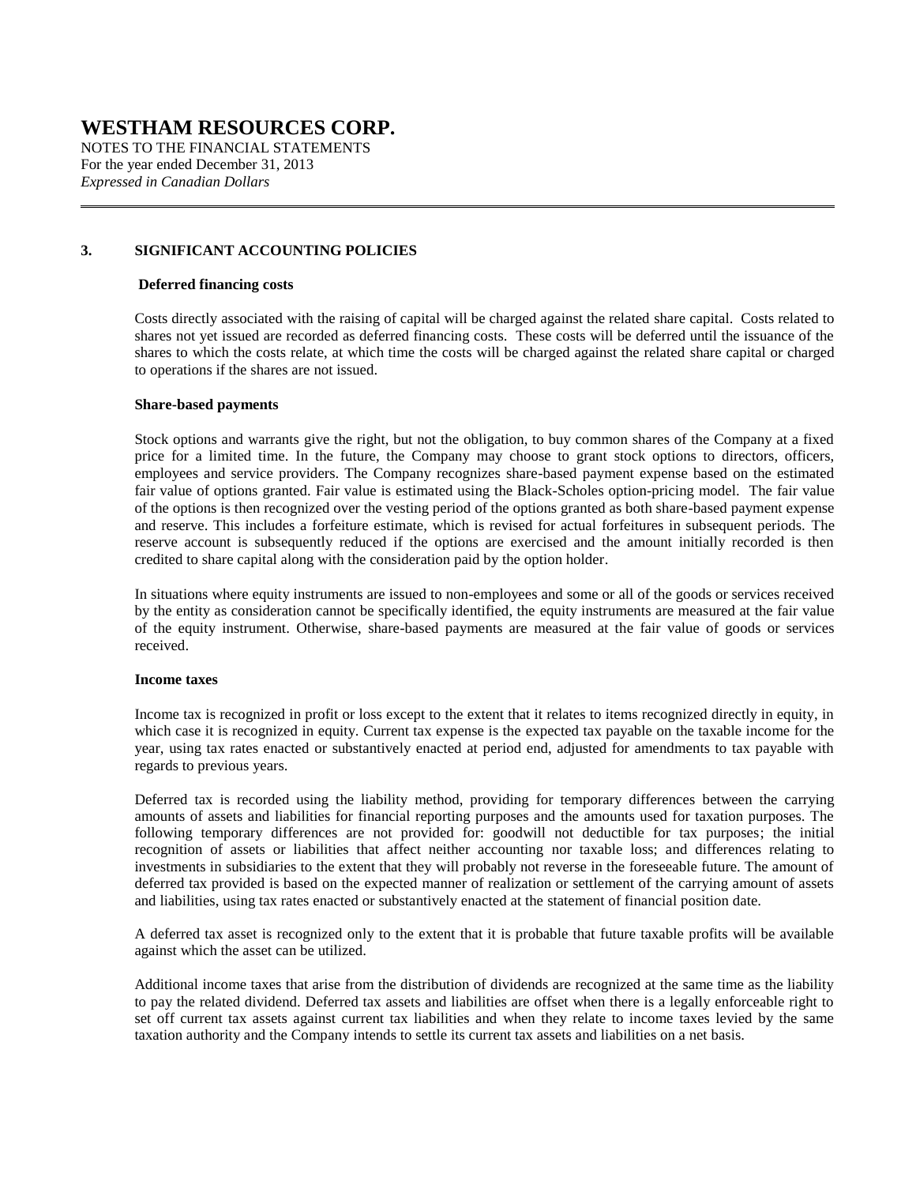## 3. SIGNIFICANT ACCOUNTING POLICIES

### Deferred financing costs

Costs directly associated with the raising of capital will be charged against the related share capital. Costs related to shares not yet issued are recorded as deferred financing costs. These costs will be deferred until the issuance of the shares to which the costs relate, at which time the costs will be charged against the related share capital or charged to operations if the shares are not issued.

### Share-based payments

Stock options and warrants give the right, but not the obligation, to buy common shares of the Company at a fixed price for a limited time. In the future, the Company may choose to grant stock options to directors, officers, employees and service providers. The Company recognizes share-based payment expense based on the estimated fair value of options granted. Fair value is estimated using the Black-Scholes option-pricing model. The fair value of the options is then recognized over the vesting period of the options granted as both share-based payment expense and reserve. This includes a forfeiture estimate, which is revised for actual forfeitures in subsequent periods. The reserve account is subsequently reduced if the options are exercised and the amount initially recorded is then credited to share capital along with the consideration paid by the option holder.

In situations where equity instruments are issued to non-employees and some or all of the goods or services received by the entity as consideration cannot be specifically identified, the equity instruments are measured at the fair value of the equity instrument. Otherwise, share-based payments are measured at the fair value of goods or services received.

### Income taxes

Income tax is recognized in profit or loss except to the extent that it relates to items recognized directly in equity, in which case it is recognized in equity. Current tax expense is the expected tax payable on the taxable income for the year, using tax rates enacted or substantively enacted at period end, adjusted for amendments to tax payable with regards to previous years.

Deferred tax is recorded using the liability method, providing for temporary differences between the carrying amounts of assets and liabilities for financial reporting purposes and the amounts used for taxation purposes. The following temporary differences are not provided for: goodwill not deductible for tax purposes; the initial recognition of assets or liabilities that affect neither accounting nor taxable loss; and differences relating to investments in subsidiaries to the extent that they will probably not reverse in the foreseeable future. The amount of deferred tax provided is based on the expected manner of realization or settlement of the carrying amount of assets and liabilities, using tax rates enacted or substantively enacted at the statement of financial position date.

A deferred tax asset is recognized only to the extent that it is probable that future taxable profits will be available against which the asset can be utilized.

Additional income taxes that arise from the distribution of dividends are recognized at the same time as the liability to pay the related dividend. Deferred tax assets and liabilities are offset when there is a legally enforceable right to set off current tax assets against current tax liabilities and when they relate to income taxes levied by the same taxation authority and the Company intends to settle its current tax assets and liabilities on a net basis.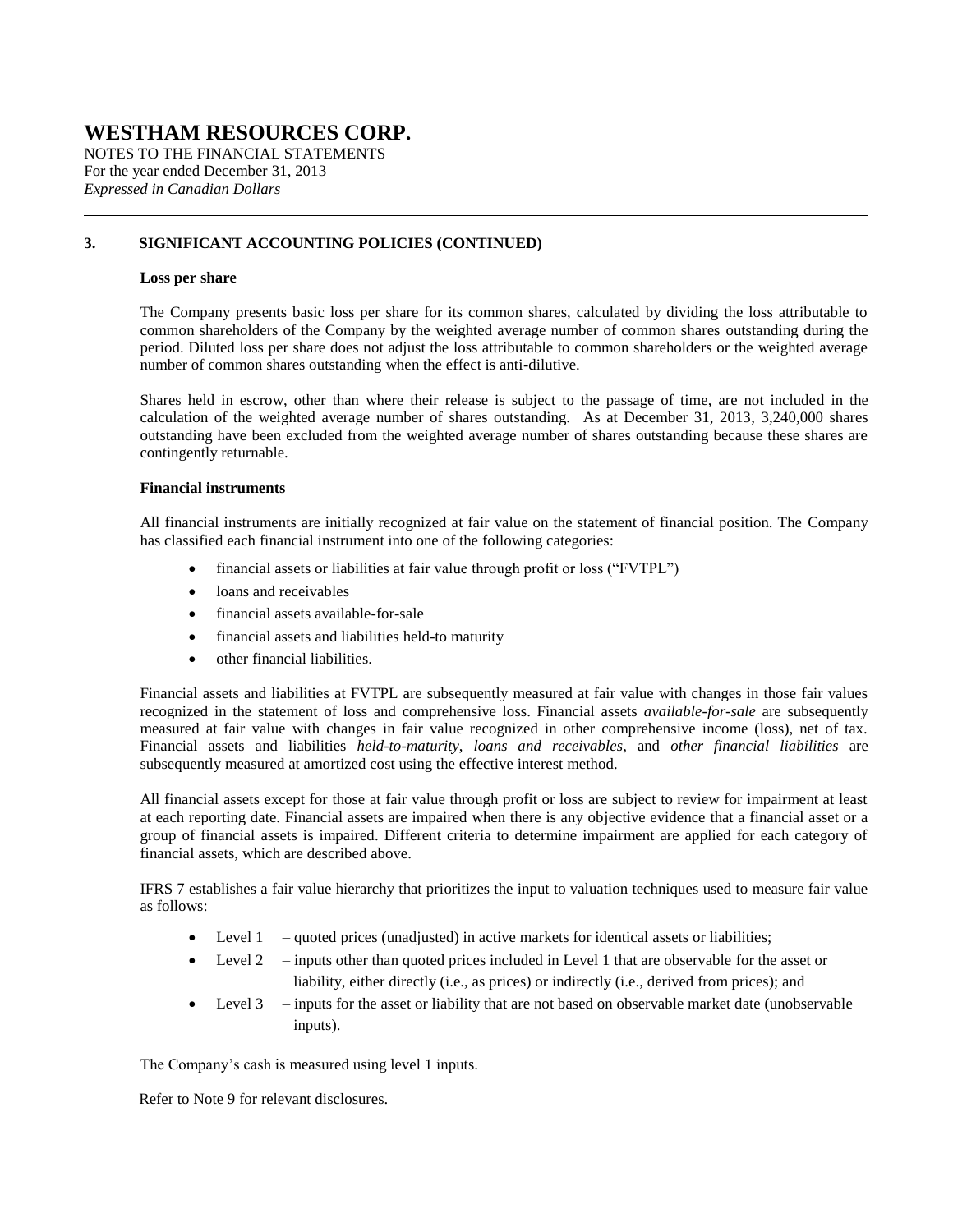### 3. SIGNIFICANT ACCOUNTING POLICIES (CONTINUED)

**Loss per share**

The Company presents basic loss per share for its common shares, calculated by dividing the loss attributable to common shareholders of the Company by the weighted average number of common shares outstanding during the period. Diluted loss per share does not adjust the loss attributable to common shareholders or the weighted average number of common shares outstanding when the effect is anti-dilutive.

Shares held in escrow, other than where their release is subject to the passage of time, are not included in the calculation of the weighted average number of shares outstanding. As at December 31, 2013, 3,240,000 shares outstanding have been excluded from the weighted average number of shares outstanding because these shares are contingently returnable.

**Financial instruments**

All financial instruments are initially recognized at fair value on the statement of financial position. The Company has classified each financial instrument into one of the following categories:

- financial assets or liabilities at fair value through profit or loss ("FVTPL")
- loans and receivables
- financial assets available-for-sale
- financial assets and liabilities held-to maturity
- other financial liabilities.

Financial assets and liabilities at FVTPL are subsequently measured at fair value with changes in those fair values recognized in the statement of loss and comprehensive loss. Financial assets *available-for-sale* are subsequently measured at fair value with changes in fair value recognized in other comprehensive income (loss), net of tax. Financial assets and liabilities *held-to-maturity*, *loans and receivables*, and *other financial liabilities* are subsequently measured at amortized cost using the effective interest method.

All financial assets except for those at fair value through profit or loss are subject to review for impairment at least at each reporting date. Financial assets are impaired when there is any objective evidence that a financial asset or a group of financial assets is impaired. Different criteria to determine impairment are applied for each category of financial assets, which are described above.

IFRS 7 establishes a fair value hierarchy that prioritizes the input to valuation techniques used to measure fair value as follows:

- Level 1 – quoted prices (unadjusted) in active markets for identical assets or liabilities;
- Level 2 – inputs other than quoted prices included in Level 1 that are observable for the asset or liability, either directly (i.e., as prices) or indirectly (i.e., derived from prices); and
- Level 3 – inputs for the asset or liability that are not based on observable market date (unobservable inputs).

The Company's cash is measured using level 1 inputs.

Refer to Note 9 for relevant disclosures.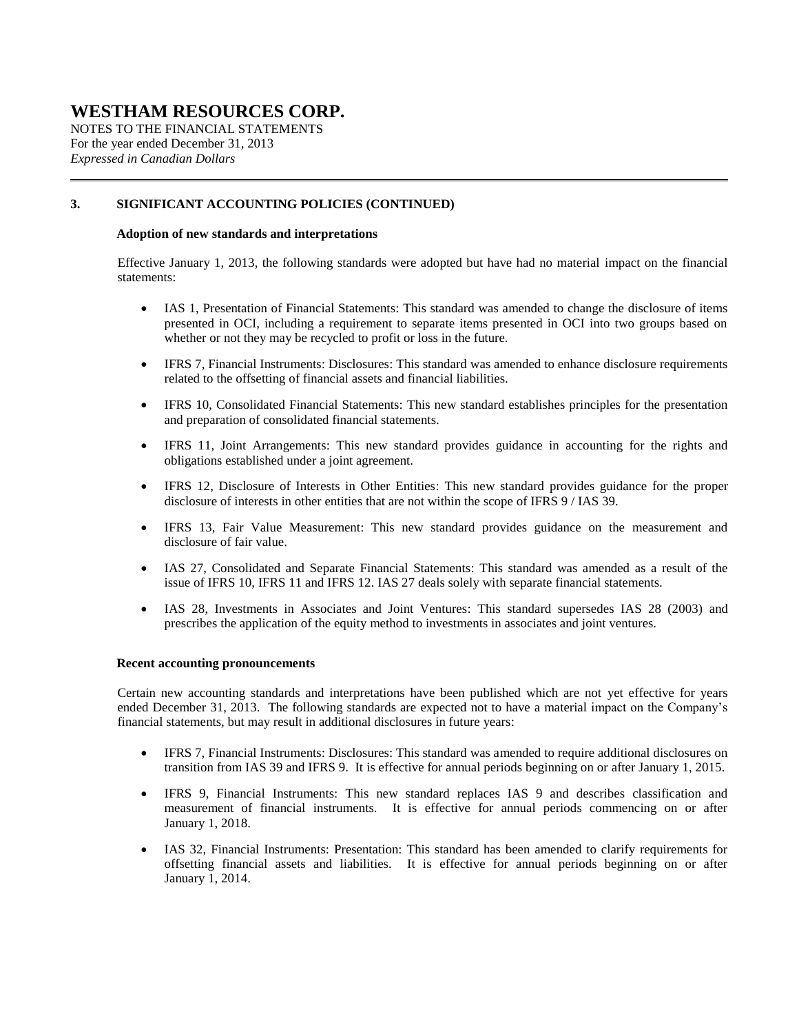## 3. SIGNIFICANT ACCOUNTING POLICIES (CONTINUED)

### Adoption of new standards and interpretations

Effective January 1, 2013, the following standards were adopted but have had no material impact on the financial statements:

- IAS 1, Presentation of Financial Statements: This standard was amended to change the disclosure of items presented in OCI, including a requirement to separate items presented in OCI into two groups based on whether or not they may be recycled to profit or loss in the future.
- IFRS 7, Financial Instruments: Disclosures: This standard was amended to enhance disclosure requirements related to the offsetting of financial assets and financial liabilities.
- IFRS 10, Consolidated Financial Statements: This new standard establishes principles for the presentation and preparation of consolidated financial statements.
- IFRS 11, Joint Arrangements: This new standard provides guidance in accounting for the rights and obligations established under a joint agreement.
- IFRS 12, Disclosure of Interests in Other Entities: This new standard provides guidance for the proper disclosure of interests in other entities that are not within the scope of IFRS 9 / IAS 39.
- IFRS 13, Fair Value Measurement: This new standard provides guidance on the measurement and disclosure of fair value.
- IAS 27, Consolidated and Separate Financial Statements: This standard was amended as a result of the issue of IFRS 10, IFRS 11 and IFRS 12. IAS 27 deals solely with separate financial statements.
- IAS 28, Investments in Associates and Joint Ventures: This standard supersedes IAS 28 (2003) and prescribes the application of the equity method to investments in associates and joint ventures.

### Recent accounting pronouncements

Certain new accounting standards and interpretations have been published which are not yet effective for years ended December 31, 2013. The following standards are expected not to have a material impact on the Company's financial statements, but may result in additional disclosures in future years:

- IFRS 7, Financial Instruments: Disclosures: This standard was amended to require additional disclosures on transition from IAS 39 and IFRS 9. It is effective for annual periods beginning on or after January 1, 2015.
- IFRS 9, Financial Instruments: This new standard replaces IAS 9 and describes classification and measurement of financial instruments. It is effective for annual periods commencing on or after January 1, 2018.
- IAS 32, Financial Instruments: Presentation: This standard has been amended to clarify requirements for offsetting financial assets and liabilities. It is effective for annual periods beginning on or after January 1, 2014.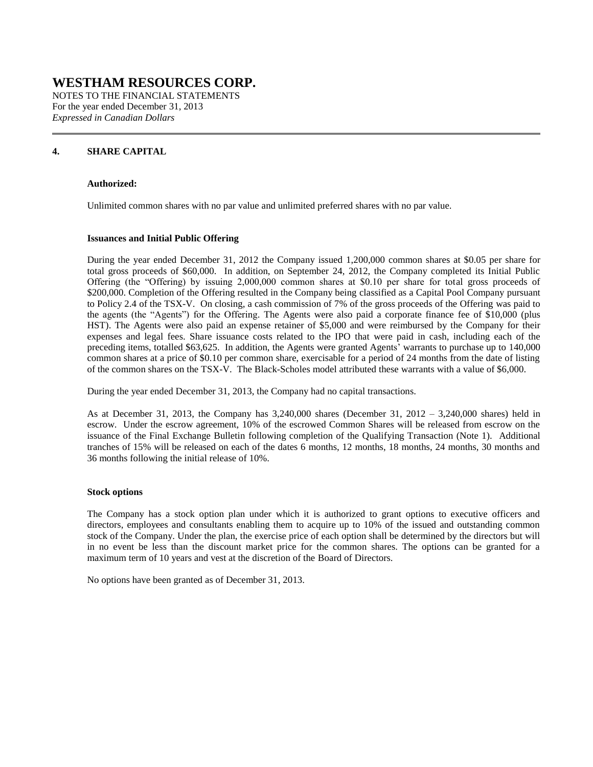# WESTHAM RESOURCES CORP.

NOTES TO THE FINANCIAL STATEMENTS
For the year ended December 31, 2013
*Expressed in Canadian Dollars*

## 4. SHARE CAPITAL

**Authorized:**

Unlimited common shares with no par value and unlimited preferred shares with no par value.

**Issuances and Initial Public Offering**

During the year ended December 31, 2012 the Company issued 1,200,000 common shares at $0.05 per share for total gross proceeds of $60,000. In addition, on September 24, 2012, the Company completed its Initial Public Offering (the "Offering) by issuing 2,000,000 common shares at $0.10 per share for total gross proceeds of $200,000. Completion of the Offering resulted in the Company being classified as a Capital Pool Company pursuant to Policy 2.4 of the TSX-V. On closing, a cash commission of 7% of the gross proceeds of the Offering was paid to the agents (the "Agents") for the Offering. The Agents were also paid a corporate finance fee of $10,000 (plus HST). The Agents were also paid an expense retainer of $5,000 and were reimbursed by the Company for their expenses and legal fees. Share issuance costs related to the IPO that were paid in cash, including each of the preceding items, totalled $63,625. In addition, the Agents were granted Agents' warrants to purchase up to 140,000 common shares at a price of $0.10 per common share, exercisable for a period of 24 months from the date of listing of the common shares on the TSX-V. The Black-Scholes model attributed these warrants with a value of $6,000.

During the year ended December 31, 2013, the Company had no capital transactions.

As at December 31, 2013, the Company has 3,240,000 shares (December 31, 2012 – 3,240,000 shares) held in escrow. Under the escrow agreement, 10% of the escrowed Common Shares will be released from escrow on the issuance of the Final Exchange Bulletin following completion of the Qualifying Transaction (Note 1). Additional tranches of 15% will be released on each of the dates 6 months, 12 months, 18 months, 24 months, 30 months and 36 months following the initial release of 10%.

**Stock options**

The Company has a stock option plan under which it is authorized to grant options to executive officers and directors, employees and consultants enabling them to acquire up to 10% of the issued and outstanding common stock of the Company. Under the plan, the exercise price of each option shall be determined by the directors but will in no event be less than the discount market price for the common shares. The options can be granted for a maximum term of 10 years and vest at the discretion of the Board of Directors.

No options have been granted as of December 31, 2013.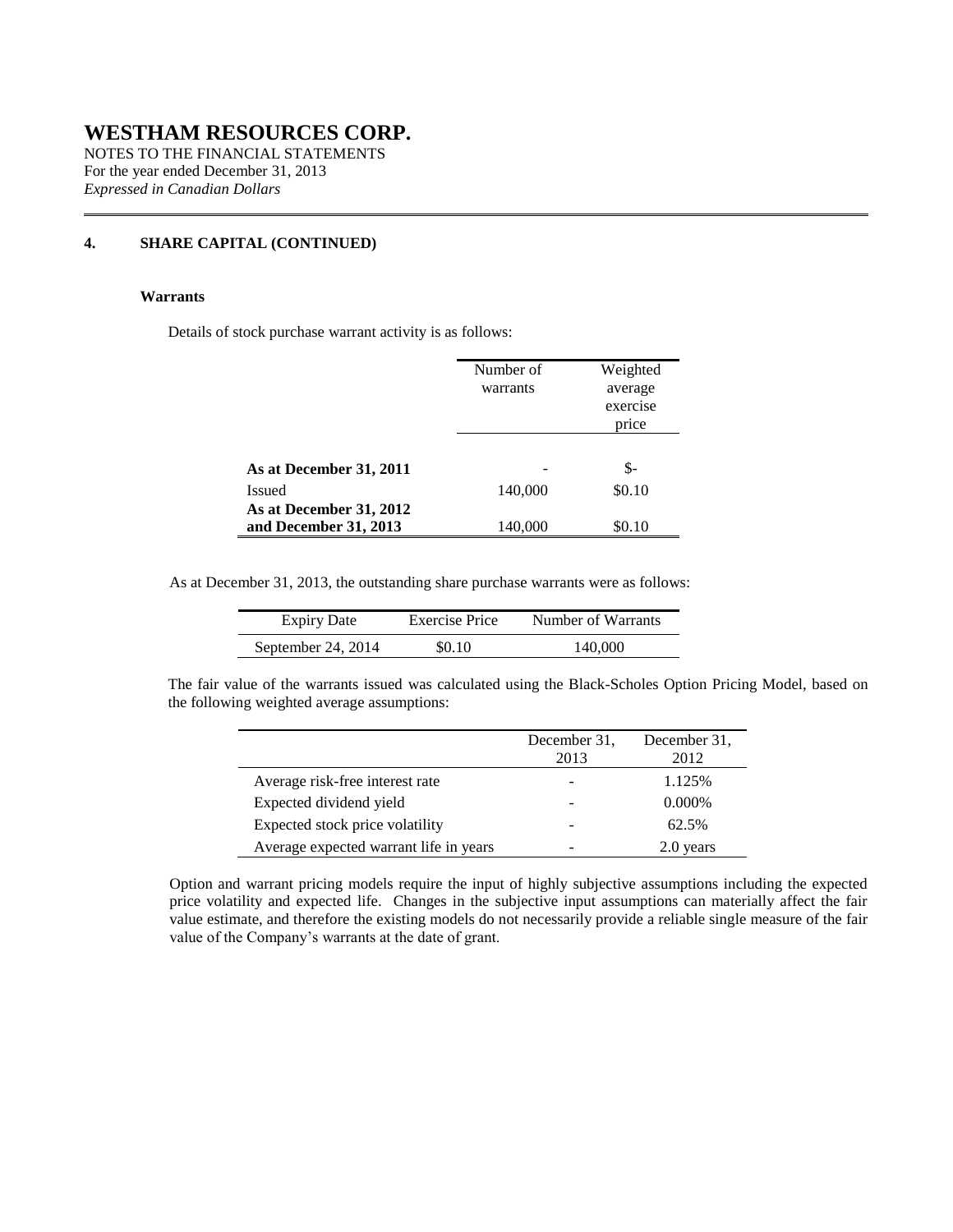# WESTHAM RESOURCES CORP.

NOTES TO THE FINANCIAL STATEMENTS
For the year ended December 31, 2013
*Expressed in Canadian Dollars*

## 4. SHARE CAPITAL (CONTINUED)

### Warrants

Details of stock purchase warrant activity is as follows:

| | Number of warrants | Weighted average exercise price |
|---|---|---|
| **As at December 31, 2011** | - | $- |
| Issued | 140,000 | $0.10 |
| **As at December 31, 2012 and December 31, 2013** | 140,000 | $0.10 |

As at December 31, 2013, the outstanding share purchase warrants were as follows:

| Expiry Date | Exercise Price | Number of Warrants |
|---|---|---|
| September 24, 2014 | $0.10 | 140,000 |

The fair value of the warrants issued was calculated using the Black-Scholes Option Pricing Model, based on the following weighted average assumptions:

| | December 31, 2013 | December 31, 2012 |
|---|---|---|
| Average risk-free interest rate | - | 1.125% |
| Expected dividend yield | - | 0.000% |
| Expected stock price volatility | - | 62.5% |
| Average expected warrant life in years | - | 2.0 years |

Option and warrant pricing models require the input of highly subjective assumptions including the expected price volatility and expected life. Changes in the subjective input assumptions can materially affect the fair value estimate, and therefore the existing models do not necessarily provide a reliable single measure of the fair value of the Company's warrants at the date of grant.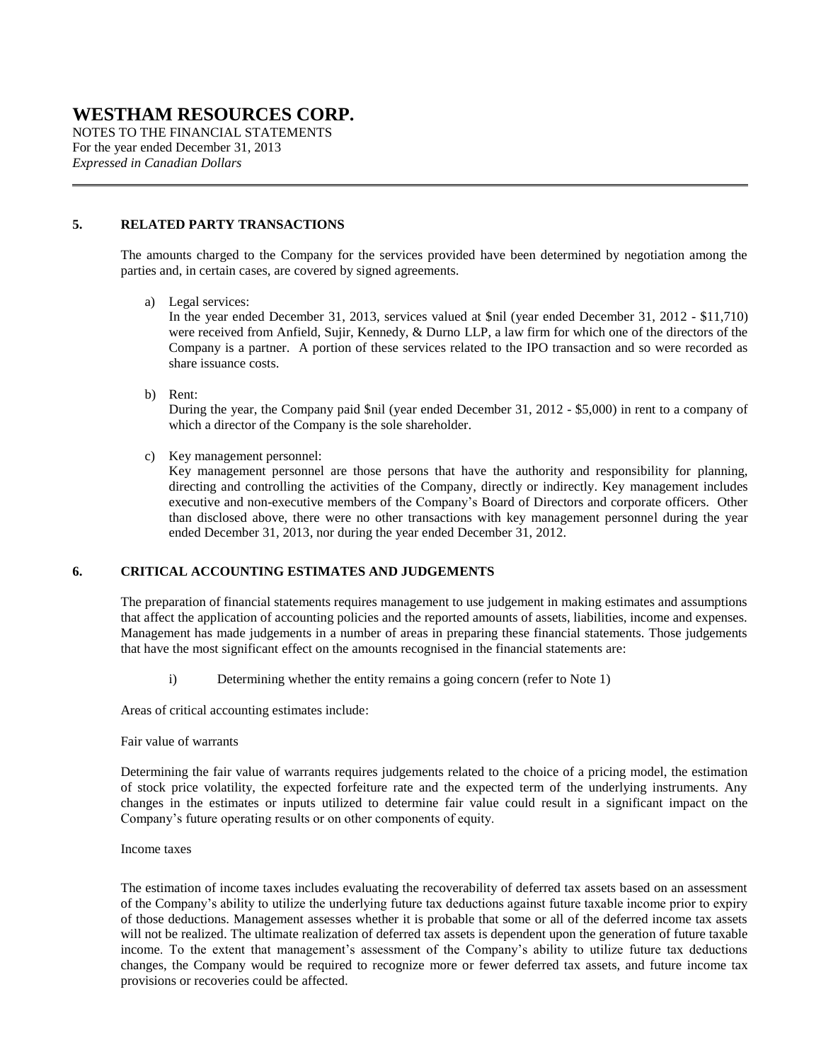## 5. RELATED PARTY TRANSACTIONS

The amounts charged to the Company for the services provided have been determined by negotiation among the parties and, in certain cases, are covered by signed agreements.

a) Legal services:
In the year ended December 31, 2013, services valued at $nil (year ended December 31, 2012 - $11,710) were received from Anfield, Sujir, Kennedy, & Durno LLP, a law firm for which one of the directors of the Company is a partner. A portion of these services related to the IPO transaction and so were recorded as share issuance costs.

b) Rent:
During the year, the Company paid $nil (year ended December 31, 2012 - $5,000) in rent to a company of which a director of the Company is the sole shareholder.

c) Key management personnel:
Key management personnel are those persons that have the authority and responsibility for planning, directing and controlling the activities of the Company, directly or indirectly. Key management includes executive and non-executive members of the Company's Board of Directors and corporate officers. Other than disclosed above, there were no other transactions with key management personnel during the year ended December 31, 2013, nor during the year ended December 31, 2012.

## 6. CRITICAL ACCOUNTING ESTIMATES AND JUDGEMENTS

The preparation of financial statements requires management to use judgement in making estimates and assumptions that affect the application of accounting policies and the reported amounts of assets, liabilities, income and expenses. Management has made judgements in a number of areas in preparing these financial statements. Those judgements that have the most significant effect on the amounts recognised in the financial statements are:

i) Determining whether the entity remains a going concern (refer to Note 1)

Areas of critical accounting estimates include:

Fair value of warrants

Determining the fair value of warrants requires judgements related to the choice of a pricing model, the estimation of stock price volatility, the expected forfeiture rate and the expected term of the underlying instruments. Any changes in the estimates or inputs utilized to determine fair value could result in a significant impact on the Company's future operating results or on other components of equity.

Income taxes

The estimation of income taxes includes evaluating the recoverability of deferred tax assets based on an assessment of the Company's ability to utilize the underlying future tax deductions against future taxable income prior to expiry of those deductions. Management assesses whether it is probable that some or all of the deferred income tax assets will not be realized. The ultimate realization of deferred tax assets is dependent upon the generation of future taxable income. To the extent that management's assessment of the Company's ability to utilize future tax deductions changes, the Company would be required to recognize more or fewer deferred tax assets, and future income tax provisions or recoveries could be affected.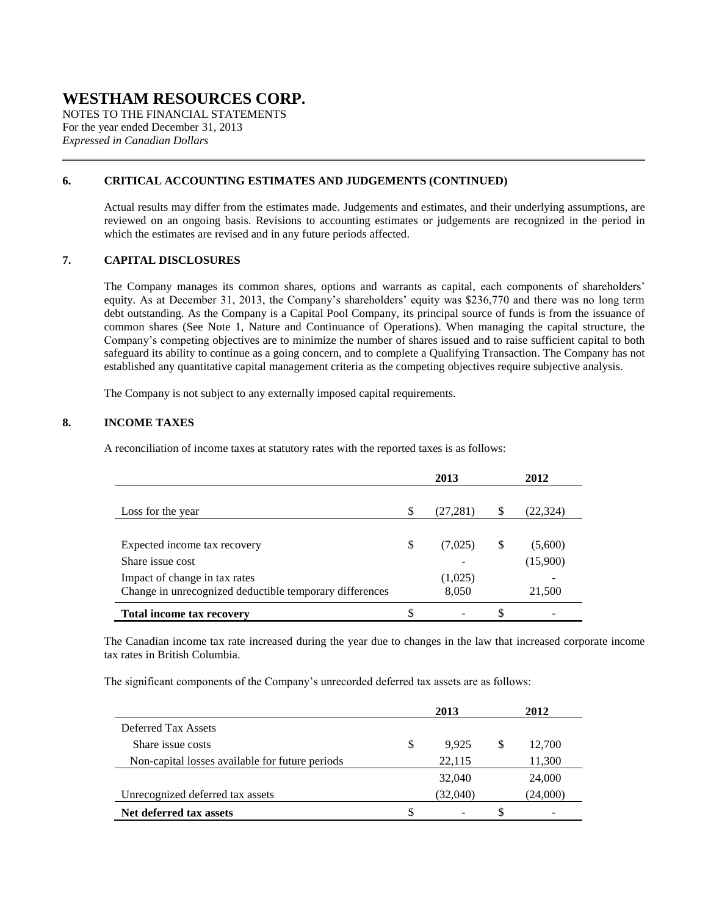# WESTHAM RESOURCES CORP.

NOTES TO THE FINANCIAL STATEMENTS
For the year ended December 31, 2013
*Expressed in Canadian Dollars*

## 6. CRITICAL ACCOUNTING ESTIMATES AND JUDGEMENTS (CONTINUED)

Actual results may differ from the estimates made. Judgements and estimates, and their underlying assumptions, are reviewed on an ongoing basis. Revisions to accounting estimates or judgements are recognized in the period in which the estimates are revised and in any future periods affected.

## 7. CAPITAL DISCLOSURES

The Company manages its common shares, options and warrants as capital, each components of shareholders' equity. As at December 31, 2013, the Company's shareholders' equity was $236,770 and there was no long term debt outstanding. As the Company is a Capital Pool Company, its principal source of funds is from the issuance of common shares (See Note 1, Nature and Continuance of Operations). When managing the capital structure, the Company's competing objectives are to minimize the number of shares issued and to raise sufficient capital to both safeguard its ability to continue as a going concern, and to complete a Qualifying Transaction. The Company has not established any quantitative capital management criteria as the competing objectives require subjective analysis.

The Company is not subject to any externally imposed capital requirements.

## 8. INCOME TAXES

A reconciliation of income taxes at statutory rates with the reported taxes is as follows:

| | 2013 | 2012 |
|---|---|---|
| Loss for the year | $ (27,281) | $ (22,324) |
| | | |
| Expected income tax recovery | $ (7,025) | $ (5,600) |
| Share issue cost | - | (15,900) |
| Impact of change in tax rates | (1,025) | - |
| Change in unrecognized deductible temporary differences | 8,050 | 21,500 |
| **Total income tax recovery** | $ - | $ - |

The Canadian income tax rate increased during the year due to changes in the law that increased corporate income tax rates in British Columbia.

The significant components of the Company's unrecorded deferred tax assets are as follows:

| | 2013 | 2012 |
|---|---|---|
| Deferred Tax Assets | | |
| Share issue costs | $ 9,925 | $ 12,700 |
| Non-capital losses available for future periods | 22,115 | 11,300 |
| | 32,040 | 24,000 |
| Unrecognized deferred tax assets | (32,040) | (24,000) |
| **Net deferred tax assets** | $ - | $ - |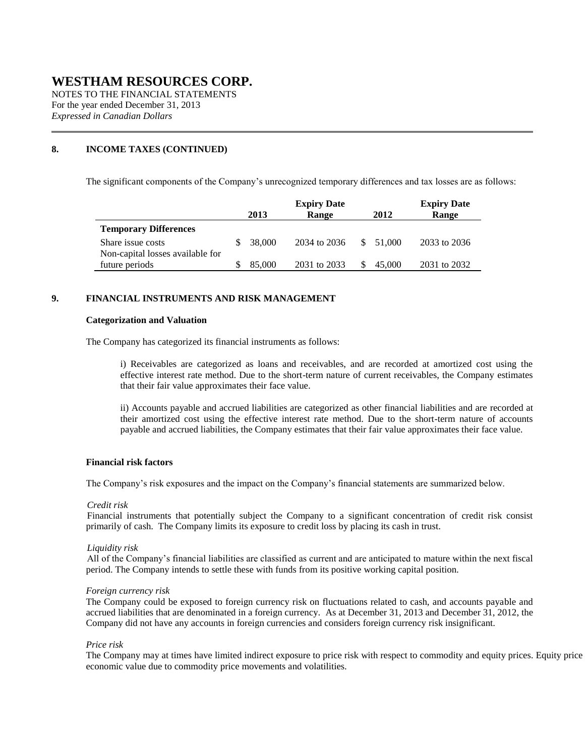# WESTHAM RESOURCES CORP.

NOTES TO THE FINANCIAL STATEMENTS
For the year ended December 31, 2013
*Expressed in Canadian Dollars*

## 8. INCOME TAXES (CONTINUED)

The significant components of the Company's unrecognized temporary differences and tax losses are as follows:

| | 2013 | Expiry Date Range | 2012 | Expiry Date Range |
|---|---|---|---|---|
| **Temporary Differences** | | | | |
| Share issue costs | $ 38,000 | 2034 to 2036 | $ 51,000 | 2033 to 2036 |
| Non-capital losses available for future periods | $ 85,000 | 2031 to 2033 | $ 45,000 | 2031 to 2032 |

## 9. FINANCIAL INSTRUMENTS AND RISK MANAGEMENT

**Categorization and Valuation**

The Company has categorized its financial instruments as follows:

i) Receivables are categorized as loans and receivables, and are recorded at amortized cost using the effective interest rate method. Due to the short-term nature of current receivables, the Company estimates that their fair value approximates their face value.

ii) Accounts payable and accrued liabilities are categorized as other financial liabilities and are recorded at their amortized cost using the effective interest rate method. Due to the short-term nature of accounts payable and accrued liabilities, the Company estimates that their fair value approximates their face value.

**Financial risk factors**

The Company's risk exposures and the impact on the Company's financial statements are summarized below.

*Credit risk*
Financial instruments that potentially subject the Company to a significant concentration of credit risk consist primarily of cash. The Company limits its exposure to credit loss by placing its cash in trust.

*Liquidity risk*
All of the Company's financial liabilities are classified as current and are anticipated to mature within the next fiscal period. The Company intends to settle these with funds from its positive working capital position.

*Foreign currency risk*
The Company could be exposed to foreign currency risk on fluctuations related to cash, and accounts payable and accrued liabilities that are denominated in a foreign currency. As at December 31, 2013 and December 31, 2012, the Company did not have any accounts in foreign currencies and considers foreign currency risk insignificant.

*Price risk*
The Company may at times have limited indirect exposure to price risk with respect to commodity and equity prices. Equity price economic value due to commodity price movements and volatilities.